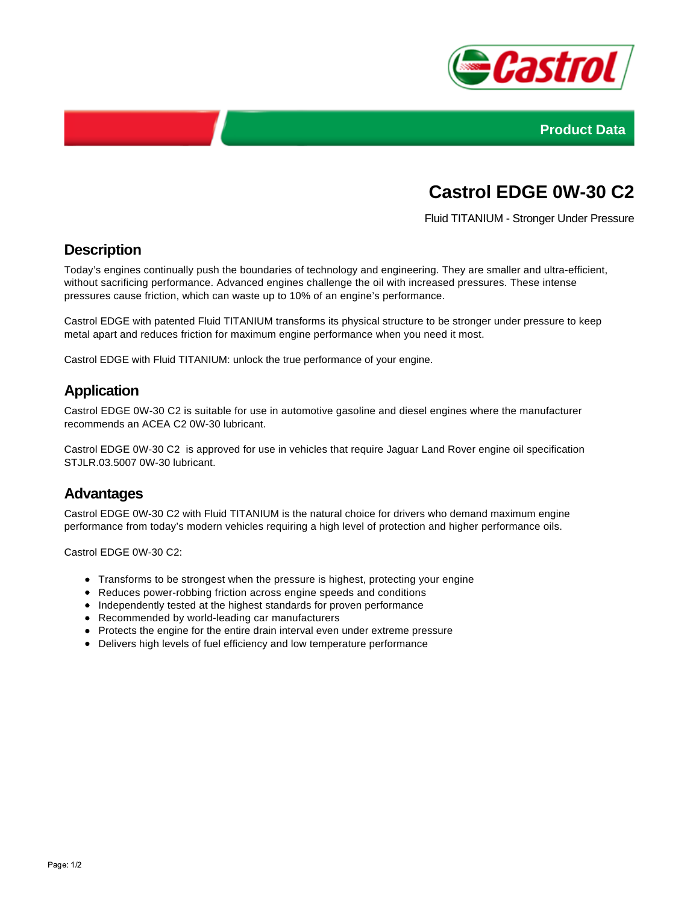Product Data

# Castrol EDGE 0W-30 C2

Fluid TITANIUM - Stronger Under Pressure

## Description

Today's engines continually push the boundaries of technology and engineering. They are smaller and ultra-efficient, without sacrificing performance. Advanced engines challenge the oil with increased pressures. These intense pressures cause friction, which can waste up to 10% of an engine's performance.

Castrol EDGE with patented Fluid TITANIUM transforms its physical structure to be stronger under pressure to keep metal apart and reduces friction for maximum engine performance when you need it most.

Castrol EDGE with Fluid TITANIUM: unlock the true performance of your engine.

## Application

Castrol EDGE 0W-30 C2 is suitable for use in automotive gasoline and diesel engines where the manufacturer recommends an ACEA C2 0W-30 lubricant.

Castrol EDGE 0W-30 C2 is approved for use in vehicles that require Jaguar Land Rover engine oil specification STJLR.03.5007 0W-30 lubricant.

## Advantages

Castrol EDGE 0W-30 C2 with Fluid TITANIUM is the natural choice for drivers who demand maximum engine performance from today's modern vehicles requiring a high level of protection and higher performance oils.

Castrol EDGE 0W-30 C2:

- Transforms to be strongest when the pressure is highest, protecting your engine
- Reduces power-robbing friction across engine speeds and conditions
- Independently tested at the highest standards for proven performance
- Recommended by world-leading car manufacturers
- Protects the engine for the entire drain interval even under extreme pressure
- Delivers high levels of fuel efficiency and low temperature performance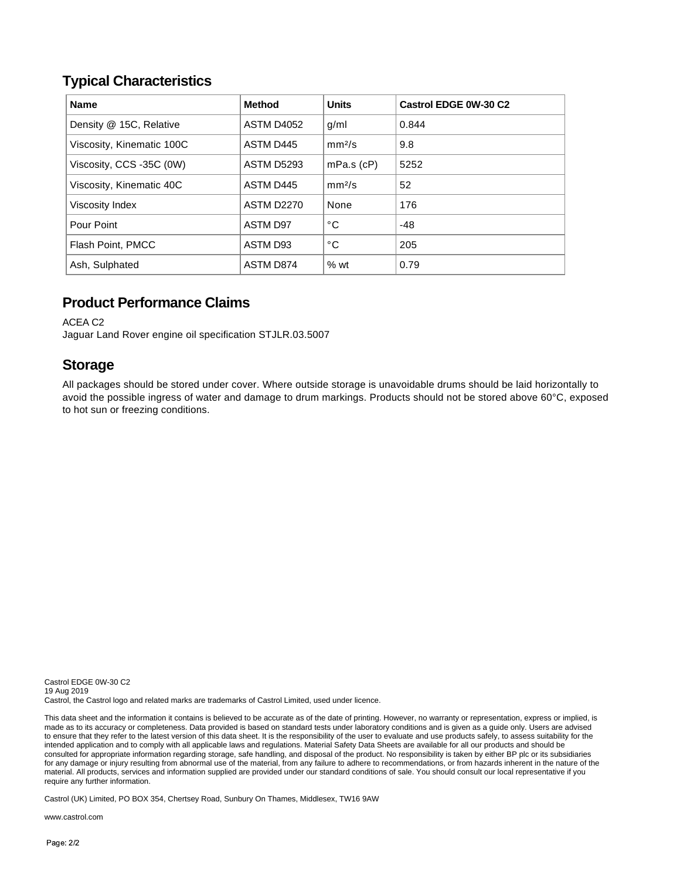## Typical Characteristics

| Name | Method | Units | Castrol EDGE 0W-30 C2 |
|---|---|---|---|
| Density @ 15C, Relative | ASTM D4052 | g/ml | 0.844 |
| Viscosity, Kinematic 100C | ASTM D445 | $mm^2/s$ | 9.8 |
| Viscosity, CCS -35C (0W) | ASTM D5293 | mPa.s (cP) | 5252 |
| Viscosity, Kinematic 40C | ASTM D445 | $mm^2/s$ | 52 |
| Viscosity Index | ASTM D2270 | None | 176 |
| Pour Point | ASTM D97 | °C | -48 |
| Flash Point, PMCC | ASTM D93 | °C | 205 |
| Ash, Sulphated | ASTM D874 | % wt | 0.79 |

## Product Performance Claims

ACEA C2
Jaguar Land Rover engine oil specification STJLR.03.5007

## Storage

All packages should be stored under cover. Where outside storage is unavoidable drums should be laid horizontally to avoid the possible ingress of water and damage to drum markings. Products should not be stored above 60°C, exposed to hot sun or freezing conditions.

Castrol EDGE 0W-30 C2
19 Aug 2019
Castrol, the Castrol logo and related marks are trademarks of Castrol Limited, used under licence.

This data sheet and the information it contains is believed to be accurate as of the date of printing. However, no warranty or representation, express or implied, is made as to its accuracy or completeness. Data provided is based on standard tests under laboratory conditions and is given as a guide only. Users are advised to ensure that they refer to the latest version of this data sheet. It is the responsibility of the user to evaluate and use products safely, to assess suitability for the intended application and to comply with all applicable laws and regulations. Material Safety Data Sheets are available for all our products and should be consulted for appropriate information regarding storage, safe handling, and disposal of the product. No responsibility is taken by either BP plc or its subsidiaries for any damage or injury resulting from abnormal use of the material, from any failure to adhere to recommendations, or from hazards inherent in the nature of the material. All products, services and information supplied are provided under our standard conditions of sale. You should consult our local representative if you require any further information.

Castrol (UK) Limited, PO BOX 354, Chertsey Road, Sunbury On Thames, Middlesex, TW16 9AW

www.castrol.com